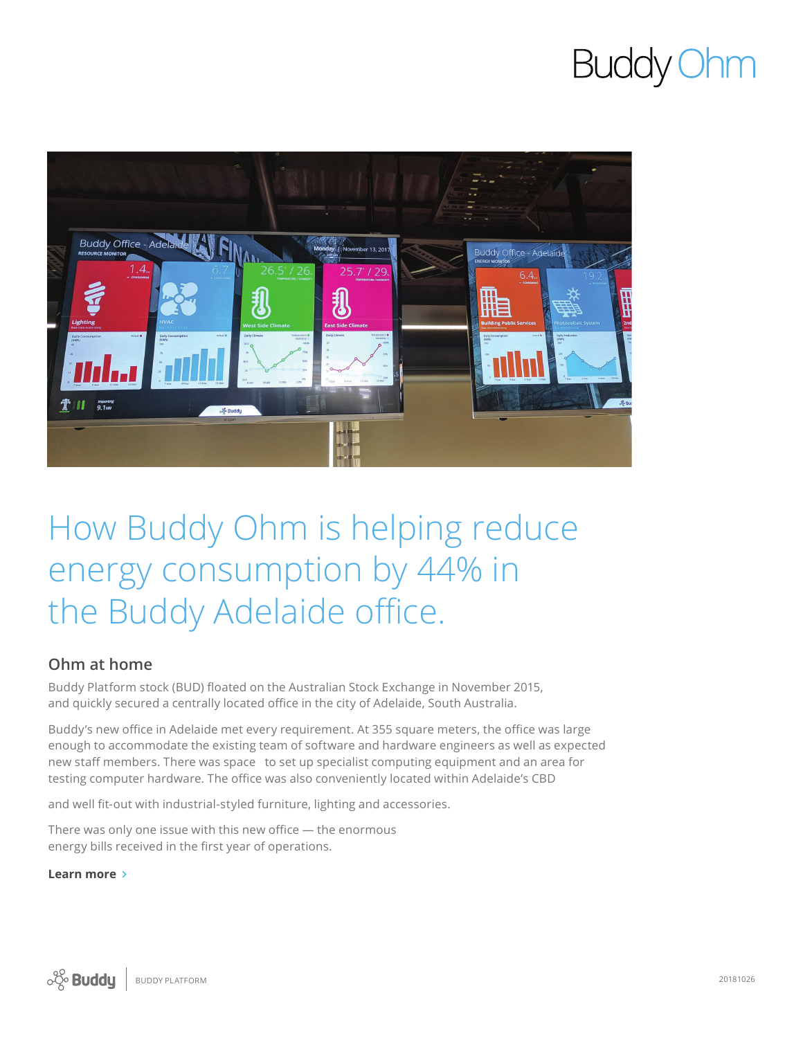# Buddy Ohm

# How Buddy Ohm is helping reduce energy consumption by 44% in the Buddy Adelaide office.

## Ohm at home

Buddy Platform stock (BUD) floated on the Australian Stock Exchange in November 2015, and quickly secured a centrally located office in the city of Adelaide, South Australia.

Buddy's new office in Adelaide met every requirement. At 355 square meters, the office was large enough to accommodate the existing team of software and hardware engineers as well as expected new staff members. There was space to set up specialist computing equipment and an area for testing computer hardware. The office was also conveniently located within Adelaide's CBD

and well fit-out with industrial-styled furniture, lighting and accessories.

There was only one issue with this new office — the enormous energy bills received in the first year of operations.

**Learn more ›**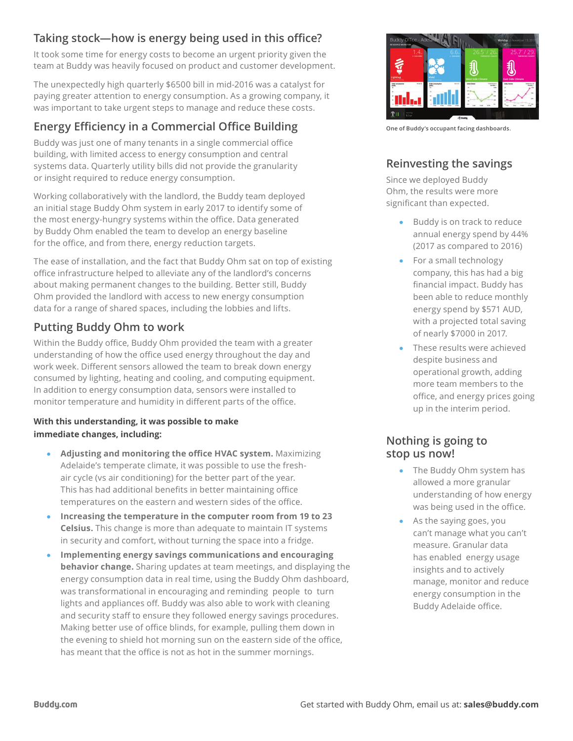## Taking stock—how is energy being used in this office?

It took some time for energy costs to become an urgent priority given the team at Buddy was heavily focused on product and customer development.

The unexpectedly high quarterly $6500 bill in mid-2016 was a catalyst for paying greater attention to energy consumption. As a growing company, it was important to take urgent steps to manage and reduce these costs.

## Energy Efficiency in a Commercial Office Building

Buddy was just one of many tenants in a single commercial office building, with limited access to energy consumption and central systems data. Quarterly utility bills did not provide the granularity or insight required to reduce energy consumption.

Working collaboratively with the landlord, the Buddy team deployed an initial stage Buddy Ohm system in early 2017 to identify some of the most energy-hungry systems within the office. Data generated by Buddy Ohm enabled the team to develop an energy baseline for the office, and from there, energy reduction targets.

The ease of installation, and the fact that Buddy Ohm sat on top of existing office infrastructure helped to alleviate any of the landlord's concerns about making permanent changes to the building. Better still, Buddy Ohm provided the landlord with access to new energy consumption data for a range of shared spaces, including the lobbies and lifts.

## Putting Buddy Ohm to work

Within the Buddy office, Buddy Ohm provided the team with a greater understanding of how the office used energy throughout the day and work week. Different sensors allowed the team to break down energy consumed by lighting, heating and cooling, and computing equipment. In addition to energy consumption data, sensors were installed to monitor temperature and humidity in different parts of the office.

**With this understanding, it was possible to make immediate changes, including:**

- **Adjusting and monitoring the office HVAC system.** Maximizing Adelaide's temperate climate, it was possible to use the fresh-air cycle (vs air conditioning) for the better part of the year. This has had additional benefits in better maintaining office temperatures on the eastern and western sides of the office.
- **Increasing the temperature in the computer room from 19 to 23 Celsius.** This change is more than adequate to maintain IT systems in security and comfort, without turning the space into a fridge.
- **Implementing energy savings communications and encouraging behavior change.** Sharing updates at team meetings, and displaying the energy consumption data in real time, using the Buddy Ohm dashboard, was transformational in encouraging and reminding people to turn lights and appliances off. Buddy was also able to work with cleaning and security staff to ensure they followed energy savings procedures. Making better use of office blinds, for example, pulling them down in the evening to shield hot morning sun on the eastern side of the office, has meant that the office is not as hot in the summer mornings.

One of Buddy's occupant facing dashboards.

## Reinvesting the savings

Since we deployed Buddy Ohm, the results were more significant than expected.

- Buddy is on track to reduce annual energy spend by 44% (2017 as compared to 2016)
- For a small technology company, this has had a big financial impact. Buddy has been able to reduce monthly energy spend by $571 AUD, with a projected total saving of nearly $7000 in 2017.
- These results were achieved despite business and operational growth, adding more team members to the office, and energy prices going up in the interim period.

## Nothing is going to stop us now!

- The Buddy Ohm system has allowed a more granular understanding of how energy was being used in the office.
- As the saying goes, you can't manage what you can't measure. Granular data has enabled energy usage insights and to actively manage, monitor and reduce energy consumption in the Buddy Adelaide office.

Buddy.com

Get started with Buddy Ohm, email us at: **sales@buddy.com**